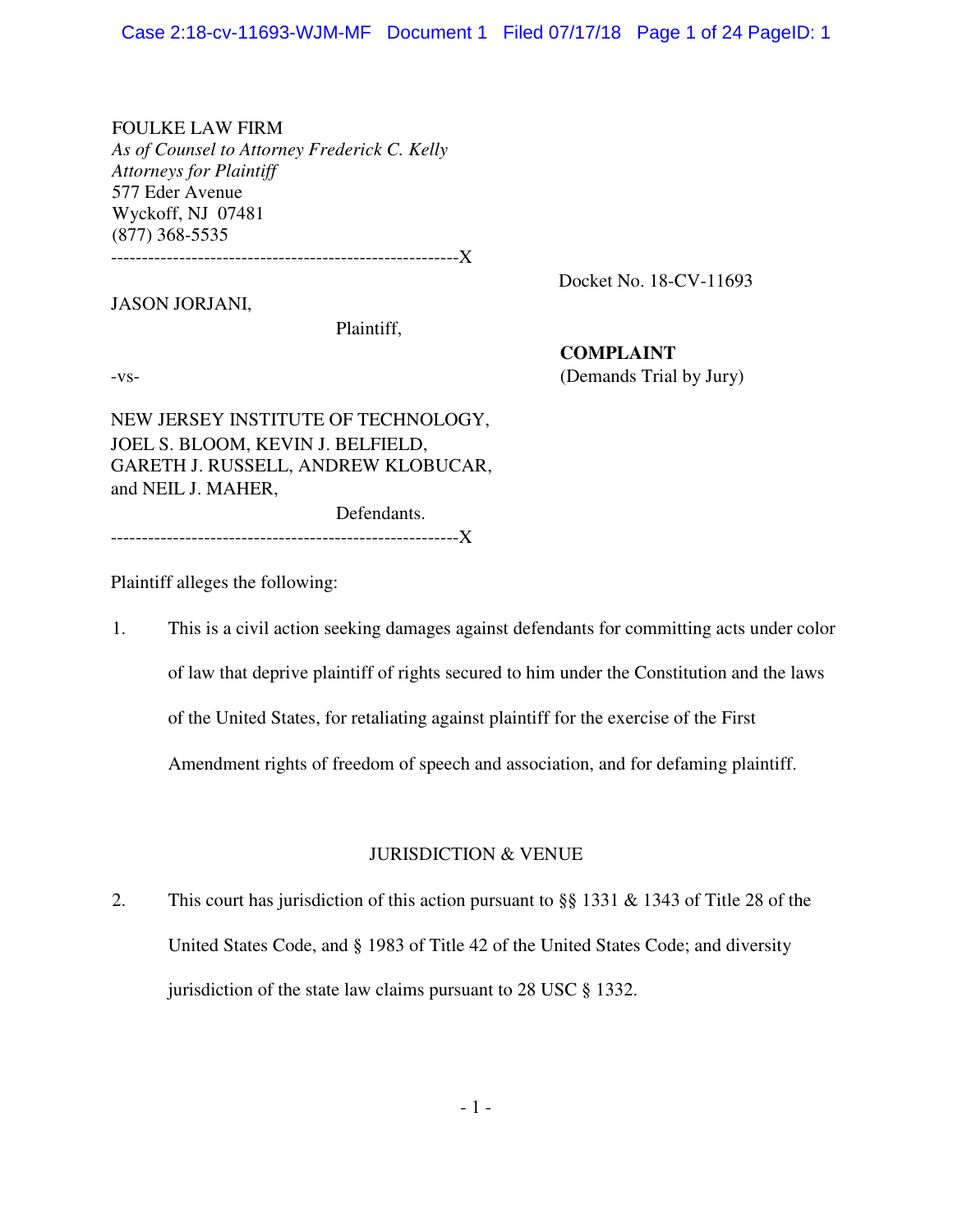FOULKE LAW FIRM
*As of Counsel to Attorney Frederick C. Kelly*
*Attorneys for Plaintiff*
577 Eder Avenue
Wyckoff, NJ 07481
(877) 368-5535

--------------------------------------------------------X

JASON JORJANI,

Plaintiff,

-vs-

NEW JERSEY INSTITUTE OF TECHNOLOGY, JOEL S. BLOOM, KEVIN J. BELFIELD, GARETH J. RUSSELL, ANDREW KLOBUCAR, and NEIL J. MAHER,

Defendants.

--------------------------------------------------------X

Docket No. 18-CV-11693

**COMPLAINT**
(Demands Trial by Jury)

Plaintiff alleges the following:

1. This is a civil action seeking damages against defendants for committing acts under color of law that deprive plaintiff of rights secured to him under the Constitution and the laws of the United States, for retaliating against plaintiff for the exercise of the First Amendment rights of freedom of speech and association, and for defaming plaintiff.

## JURISDICTION & VENUE

2. This court has jurisdiction of this action pursuant to §§ 1331 & 1343 of Title 28 of the United States Code, and § 1983 of Title 42 of the United States Code; and diversity jurisdiction of the state law claims pursuant to 28 USC § 1332.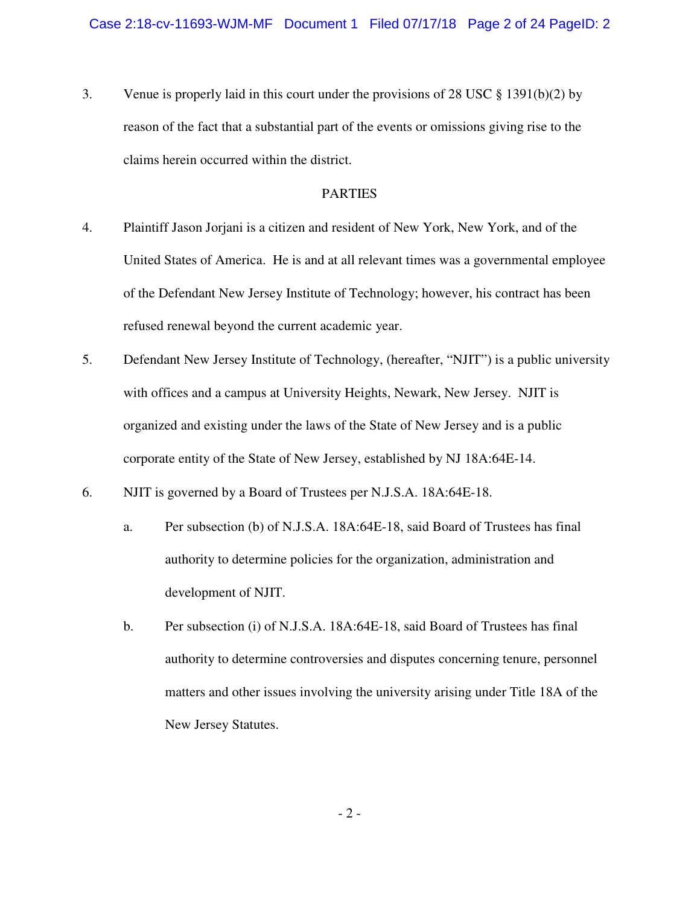3. Venue is properly laid in this court under the provisions of 28 USC § 1391(b)(2) by reason of the fact that a substantial part of the events or omissions giving rise to the claims herein occurred within the district.

## PARTIES

4. Plaintiff Jason Jorjani is a citizen and resident of New York, New York, and of the United States of America. He is and at all relevant times was a governmental employee of the Defendant New Jersey Institute of Technology; however, his contract has been refused renewal beyond the current academic year.

5. Defendant New Jersey Institute of Technology, (hereafter, "NJIT") is a public university with offices and a campus at University Heights, Newark, New Jersey. NJIT is organized and existing under the laws of the State of New Jersey and is a public corporate entity of the State of New Jersey, established by NJ 18A:64E-14.

6. NJIT is governed by a Board of Trustees per N.J.S.A. 18A:64E-18.

   a. Per subsection (b) of N.J.S.A. 18A:64E-18, said Board of Trustees has final authority to determine policies for the organization, administration and development of NJIT.

   b. Per subsection (i) of N.J.S.A. 18A:64E-18, said Board of Trustees has final authority to determine controversies and disputes concerning tenure, personnel matters and other issues involving the university arising under Title 18A of the New Jersey Statutes.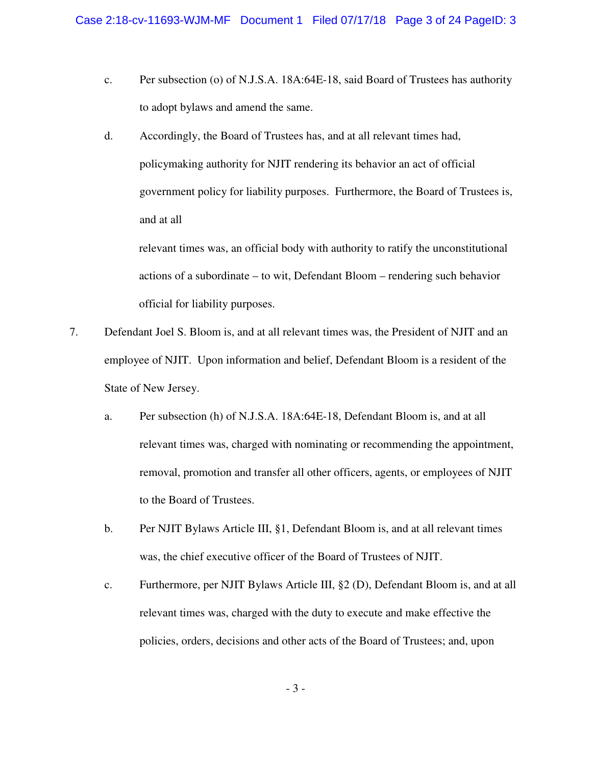c. Per subsection (o) of N.J.S.A. 18A:64E-18, said Board of Trustees has authority to adopt bylaws and amend the same.

d. Accordingly, the Board of Trustees has, and at all relevant times had, policymaking authority for NJIT rendering its behavior an act of official government policy for liability purposes. Furthermore, the Board of Trustees is, and at all relevant times was, an official body with authority to ratify the unconstitutional actions of a subordinate – to wit, Defendant Bloom – rendering such behavior official for liability purposes.

7. Defendant Joel S. Bloom is, and at all relevant times was, the President of NJIT and an employee of NJIT. Upon information and belief, Defendant Bloom is a resident of the State of New Jersey.

a. Per subsection (h) of N.J.S.A. 18A:64E-18, Defendant Bloom is, and at all relevant times was, charged with nominating or recommending the appointment, removal, promotion and transfer all other officers, agents, or employees of NJIT to the Board of Trustees.

b. Per NJIT Bylaws Article III, §1, Defendant Bloom is, and at all relevant times was, the chief executive officer of the Board of Trustees of NJIT.

c. Furthermore, per NJIT Bylaws Article III, §2 (D), Defendant Bloom is, and at all relevant times was, charged with the duty to execute and make effective the policies, orders, decisions and other acts of the Board of Trustees; and, upon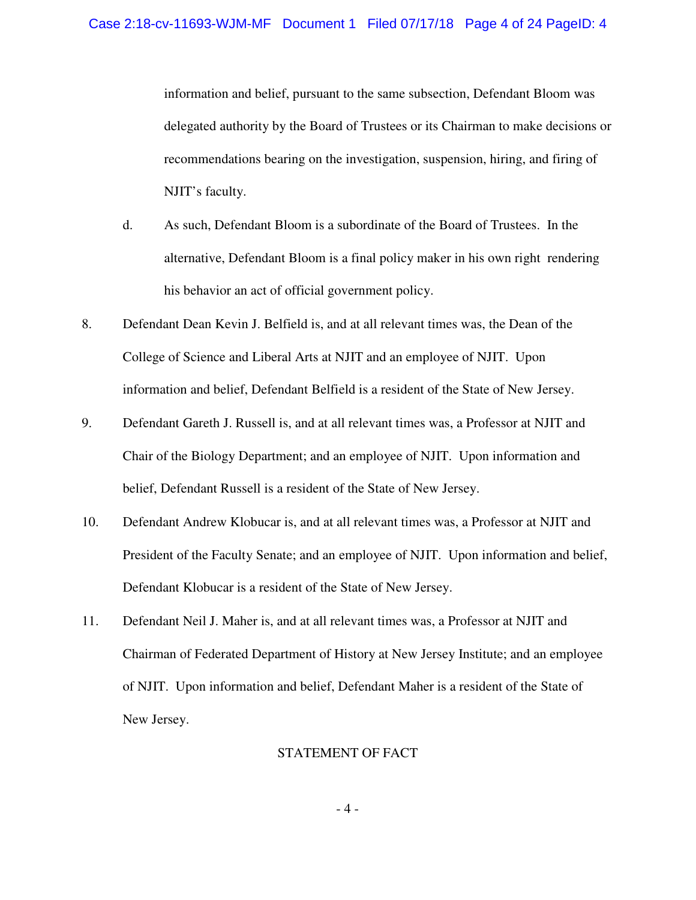information and belief, pursuant to the same subsection, Defendant Bloom was delegated authority by the Board of Trustees or its Chairman to make decisions or recommendations bearing on the investigation, suspension, hiring, and firing of NJIT's faculty.

d. As such, Defendant Bloom is a subordinate of the Board of Trustees. In the alternative, Defendant Bloom is a final policy maker in his own right rendering his behavior an act of official government policy.

8. Defendant Dean Kevin J. Belfield is, and at all relevant times was, the Dean of the College of Science and Liberal Arts at NJIT and an employee of NJIT. Upon information and belief, Defendant Belfield is a resident of the State of New Jersey.

9. Defendant Gareth J. Russell is, and at all relevant times was, a Professor at NJIT and Chair of the Biology Department; and an employee of NJIT. Upon information and belief, Defendant Russell is a resident of the State of New Jersey.

10. Defendant Andrew Klobucar is, and at all relevant times was, a Professor at NJIT and President of the Faculty Senate; and an employee of NJIT. Upon information and belief, Defendant Klobucar is a resident of the State of New Jersey.

11. Defendant Neil J. Maher is, and at all relevant times was, a Professor at NJIT and Chairman of Federated Department of History at New Jersey Institute; and an employee of NJIT. Upon information and belief, Defendant Maher is a resident of the State of New Jersey.

## STATEMENT OF FACT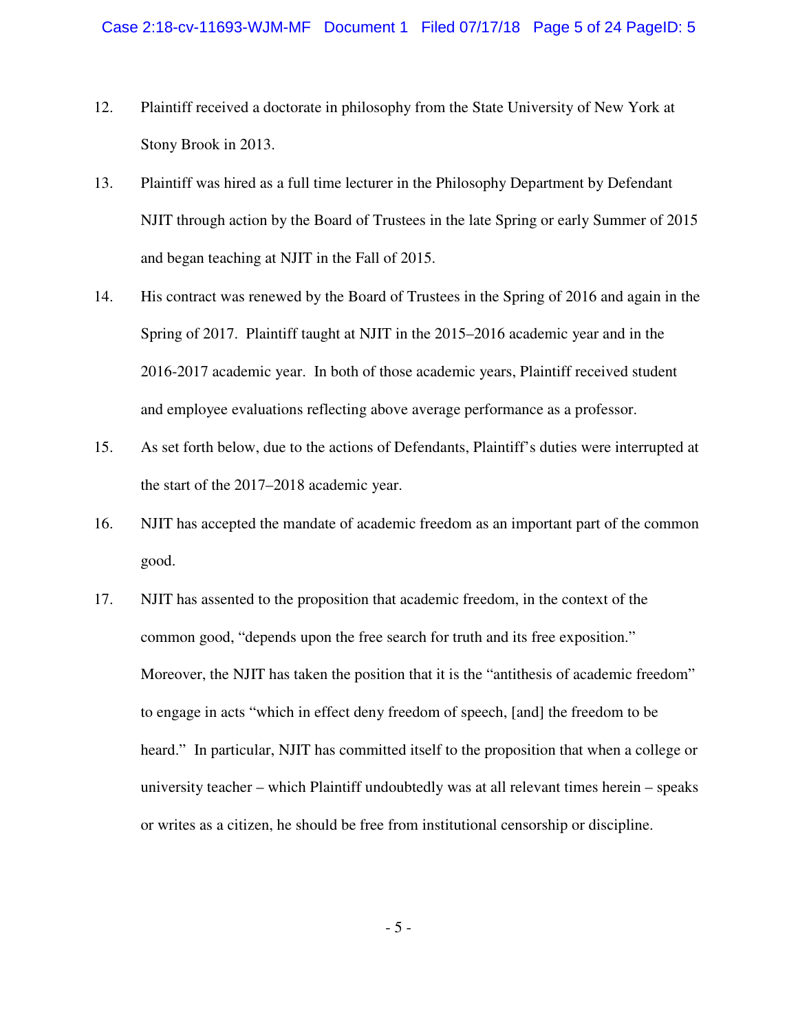12. Plaintiff received a doctorate in philosophy from the State University of New York at Stony Brook in 2013.

13. Plaintiff was hired as a full time lecturer in the Philosophy Department by Defendant NJIT through action by the Board of Trustees in the late Spring or early Summer of 2015 and began teaching at NJIT in the Fall of 2015.

14. His contract was renewed by the Board of Trustees in the Spring of 2016 and again in the Spring of 2017. Plaintiff taught at NJIT in the 2015–2016 academic year and in the 2016-2017 academic year. In both of those academic years, Plaintiff received student and employee evaluations reflecting above average performance as a professor.

15. As set forth below, due to the actions of Defendants, Plaintiff's duties were interrupted at the start of the 2017–2018 academic year.

16. NJIT has accepted the mandate of academic freedom as an important part of the common good.

17. NJIT has assented to the proposition that academic freedom, in the context of the common good, "depends upon the free search for truth and its free exposition." Moreover, the NJIT has taken the position that it is the "antithesis of academic freedom" to engage in acts "which in effect deny freedom of speech, [and] the freedom to be heard." In particular, NJIT has committed itself to the proposition that when a college or university teacher – which Plaintiff undoubtedly was at all relevant times herein – speaks or writes as a citizen, he should be free from institutional censorship or discipline.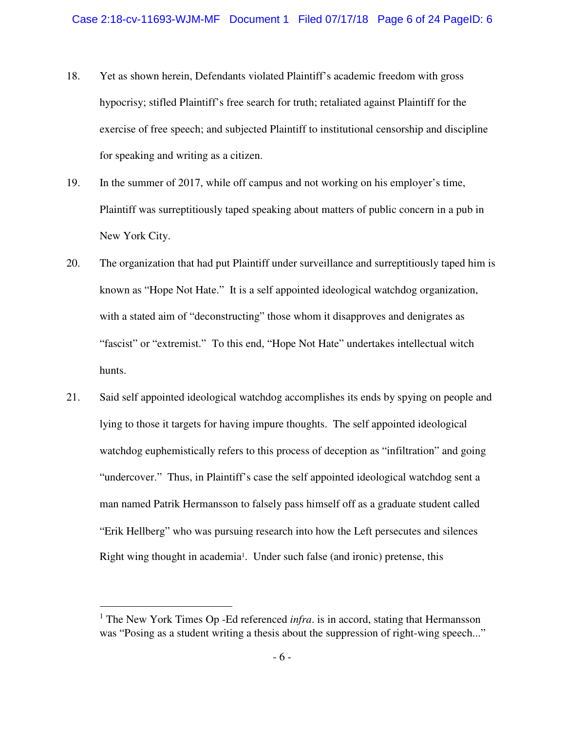18. Yet as shown herein, Defendants violated Plaintiff's academic freedom with gross hypocrisy; stifled Plaintiff's free search for truth; retaliated against Plaintiff for the exercise of free speech; and subjected Plaintiff to institutional censorship and discipline for speaking and writing as a citizen.

19. In the summer of 2017, while off campus and not working on his employer's time, Plaintiff was surreptitiously taped speaking about matters of public concern in a pub in New York City.

20. The organization that had put Plaintiff under surveillance and surreptitiously taped him is known as "Hope Not Hate." It is a self appointed ideological watchdog organization, with a stated aim of "deconstructing" those whom it disapproves and denigrates as "fascist" or "extremist." To this end, "Hope Not Hate" undertakes intellectual witch hunts.

21. Said self appointed ideological watchdog accomplishes its ends by spying on people and lying to those it targets for having impure thoughts. The self appointed ideological watchdog euphemistically refers to this process of deception as "infiltration" and going "undercover." Thus, in Plaintiff's case the self appointed ideological watchdog sent a man named Patrik Hermansson to falsely pass himself off as a graduate student called "Erik Hellberg" who was pursuing research into how the Left persecutes and silences Right wing thought in academia[1]. Under such false (and ironic) pretense, this

---

[1] The New York Times Op -Ed referenced *infra*. is in accord, stating that Hermansson was "Posing as a student writing a thesis about the suppression of right-wing speech..."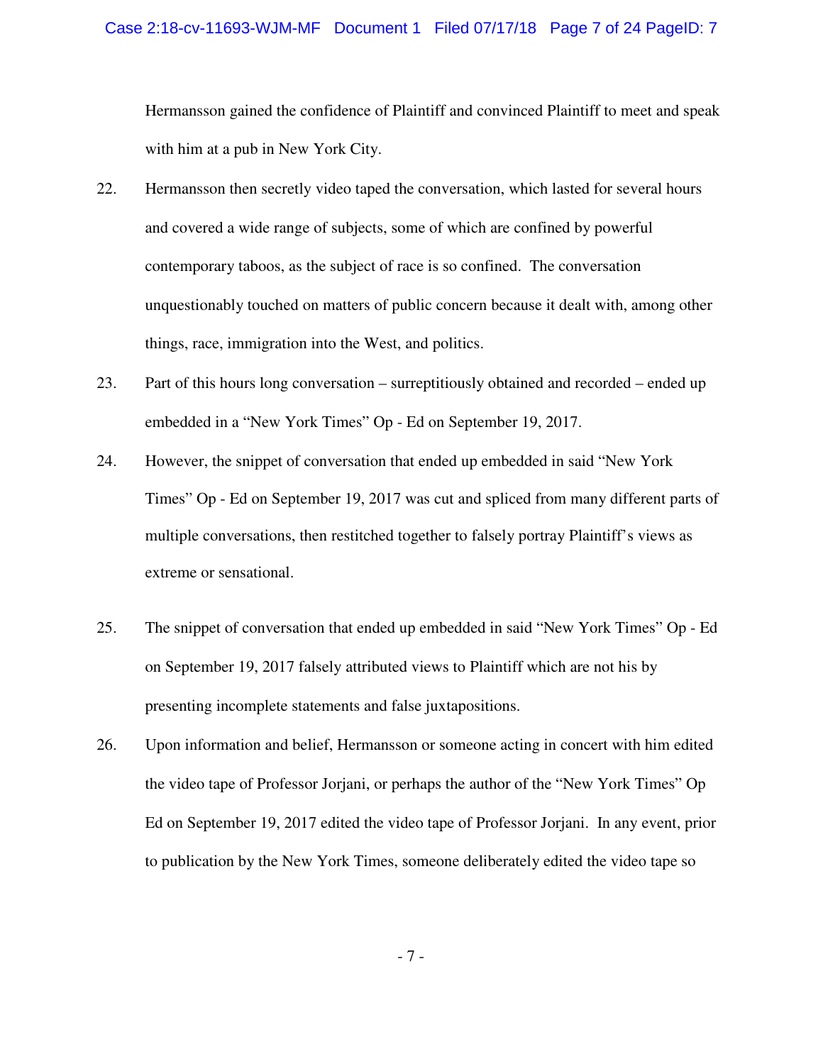Hermansson gained the confidence of Plaintiff and convinced Plaintiff to meet and speak with him at a pub in New York City.

22. Hermansson then secretly video taped the conversation, which lasted for several hours and covered a wide range of subjects, some of which are confined by powerful contemporary taboos, as the subject of race is so confined. The conversation unquestionably touched on matters of public concern because it dealt with, among other things, race, immigration into the West, and politics.

23. Part of this hours long conversation – surreptitiously obtained and recorded – ended up embedded in a "New York Times" Op - Ed on September 19, 2017.

24. However, the snippet of conversation that ended up embedded in said "New York Times" Op - Ed on September 19, 2017 was cut and spliced from many different parts of multiple conversations, then restitched together to falsely portray Plaintiff's views as extreme or sensational.

25. The snippet of conversation that ended up embedded in said "New York Times" Op - Ed on September 19, 2017 falsely attributed views to Plaintiff which are not his by presenting incomplete statements and false juxtapositions.

26. Upon information and belief, Hermansson or someone acting in concert with him edited the video tape of Professor Jorjani, or perhaps the author of the "New York Times" Op Ed on September 19, 2017 edited the video tape of Professor Jorjani. In any event, prior to publication by the New York Times, someone deliberately edited the video tape so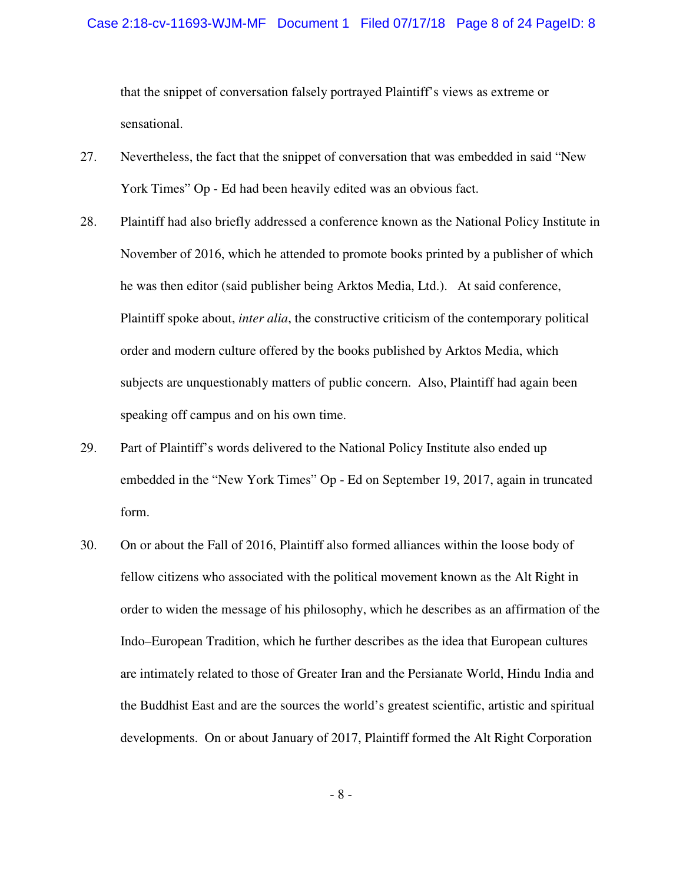that the snippet of conversation falsely portrayed Plaintiff's views as extreme or sensational.

27. Nevertheless, the fact that the snippet of conversation that was embedded in said "New York Times" Op - Ed had been heavily edited was an obvious fact.

28. Plaintiff had also briefly addressed a conference known as the National Policy Institute in November of 2016, which he attended to promote books printed by a publisher of which he was then editor (said publisher being Arktos Media, Ltd.). At said conference, Plaintiff spoke about, *inter alia*, the constructive criticism of the contemporary political order and modern culture offered by the books published by Arktos Media, which subjects are unquestionably matters of public concern. Also, Plaintiff had again been speaking off campus and on his own time.

29. Part of Plaintiff's words delivered to the National Policy Institute also ended up embedded in the "New York Times" Op - Ed on September 19, 2017, again in truncated form.

30. On or about the Fall of 2016, Plaintiff also formed alliances within the loose body of fellow citizens who associated with the political movement known as the Alt Right in order to widen the message of his philosophy, which he describes as an affirmation of the Indo–European Tradition, which he further describes as the idea that European cultures are intimately related to those of Greater Iran and the Persianate World, Hindu India and the Buddhist East and are the sources the world's greatest scientific, artistic and spiritual developments. On or about January of 2017, Plaintiff formed the Alt Right Corporation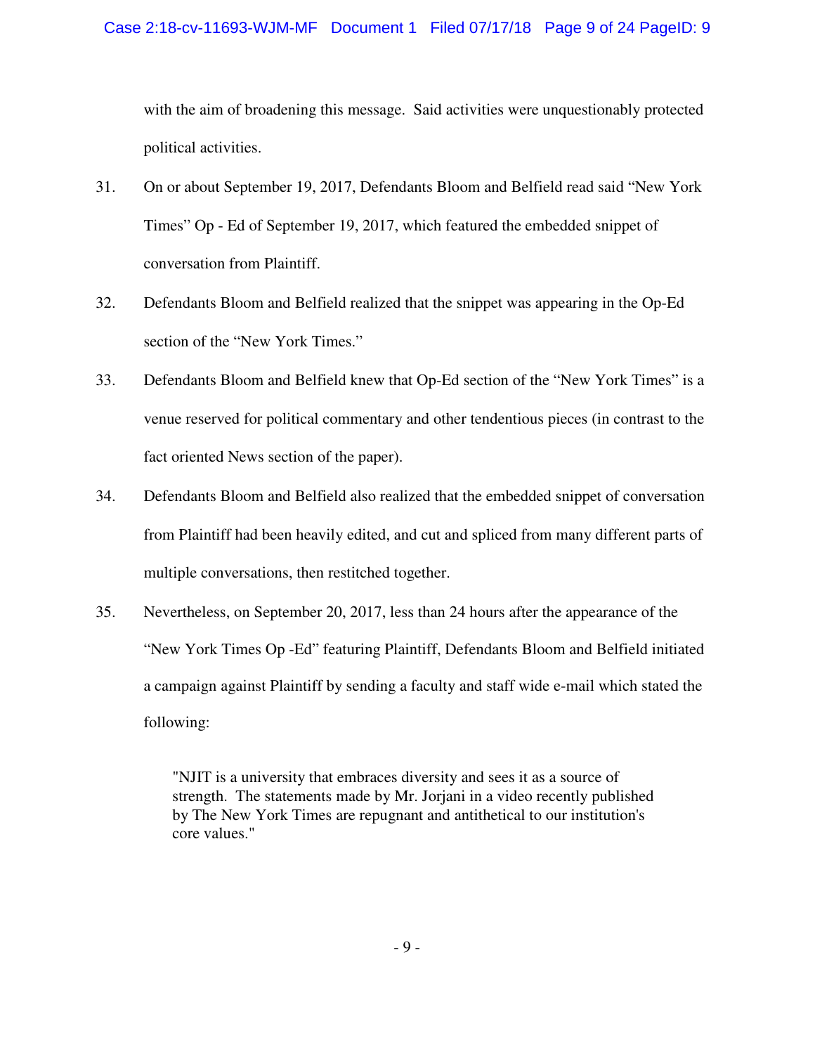with the aim of broadening this message. Said activities were unquestionably protected political activities.

31. On or about September 19, 2017, Defendants Bloom and Belfield read said "New York Times" Op - Ed of September 19, 2017, which featured the embedded snippet of conversation from Plaintiff.

32. Defendants Bloom and Belfield realized that the snippet was appearing in the Op-Ed section of the "New York Times."

33. Defendants Bloom and Belfield knew that Op-Ed section of the "New York Times" is a venue reserved for political commentary and other tendentious pieces (in contrast to the fact oriented News section of the paper).

34. Defendants Bloom and Belfield also realized that the embedded snippet of conversation from Plaintiff had been heavily edited, and cut and spliced from many different parts of multiple conversations, then restitched together.

35. Nevertheless, on September 20, 2017, less than 24 hours after the appearance of the "New York Times Op -Ed" featuring Plaintiff, Defendants Bloom and Belfield initiated a campaign against Plaintiff by sending a faculty and staff wide e-mail which stated the following:

> "NJIT is a university that embraces diversity and sees it as a source of strength. The statements made by Mr. Jorjani in a video recently published by The New York Times are repugnant and antithetical to our institution's core values."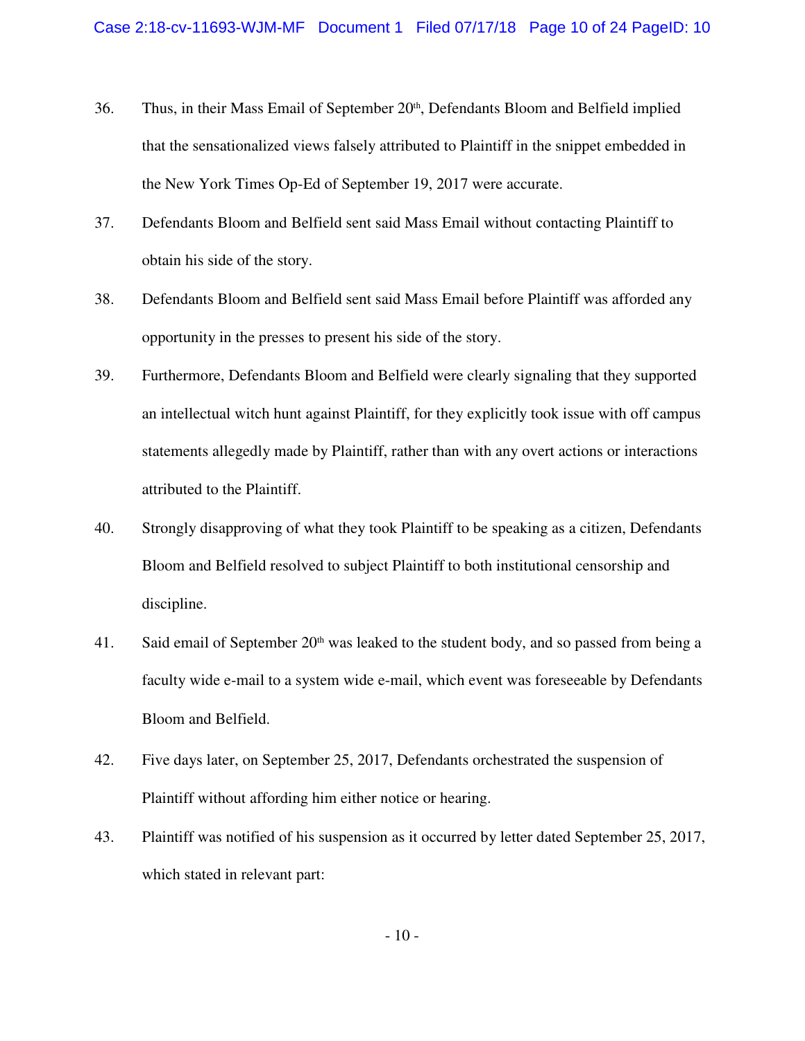36. Thus, in their Mass Email of September 20th, Defendants Bloom and Belfield implied that the sensationalized views falsely attributed to Plaintiff in the snippet embedded in the New York Times Op-Ed of September 19, 2017 were accurate.

37. Defendants Bloom and Belfield sent said Mass Email without contacting Plaintiff to obtain his side of the story.

38. Defendants Bloom and Belfield sent said Mass Email before Plaintiff was afforded any opportunity in the presses to present his side of the story.

39. Furthermore, Defendants Bloom and Belfield were clearly signaling that they supported an intellectual witch hunt against Plaintiff, for they explicitly took issue with off campus statements allegedly made by Plaintiff, rather than with any overt actions or interactions attributed to the Plaintiff.

40. Strongly disapproving of what they took Plaintiff to be speaking as a citizen, Defendants Bloom and Belfield resolved to subject Plaintiff to both institutional censorship and discipline.

41. Said email of September 20th was leaked to the student body, and so passed from being a faculty wide e-mail to a system wide e-mail, which event was foreseeable by Defendants Bloom and Belfield.

42. Five days later, on September 25, 2017, Defendants orchestrated the suspension of Plaintiff without affording him either notice or hearing.

43. Plaintiff was notified of his suspension as it occurred by letter dated September 25, 2017, which stated in relevant part: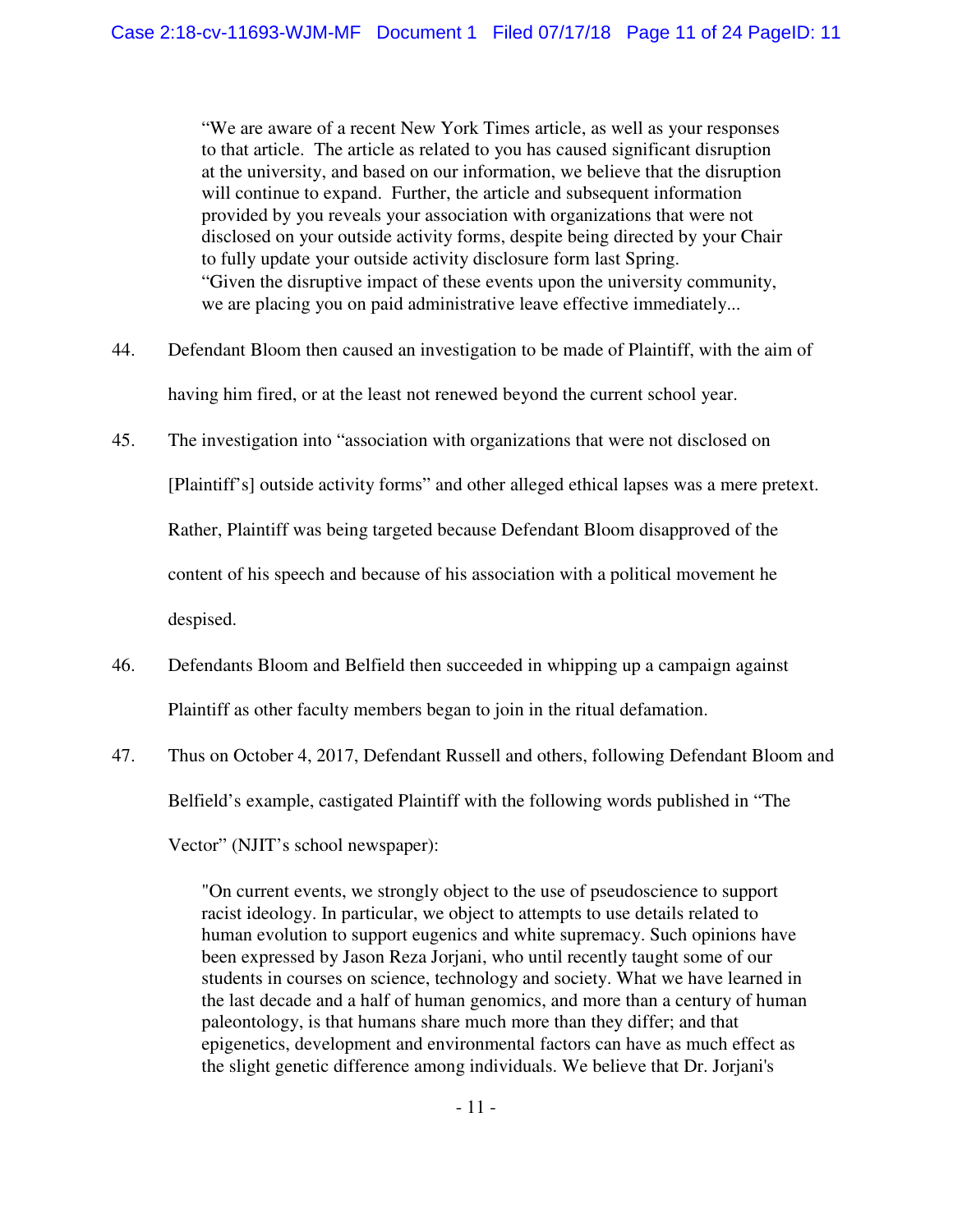> "We are aware of a recent New York Times article, as well as your responses to that article. The article as related to you has caused significant disruption at the university, and based on our information, we believe that the disruption will continue to expand. Further, the article and subsequent information provided by you reveals your association with organizations that were not disclosed on your outside activity forms, despite being directed by your Chair to fully update your outside activity disclosure form last Spring.
> "Given the disruptive impact of these events upon the university community, we are placing you on paid administrative leave effective immediately...

44. Defendant Bloom then caused an investigation to be made of Plaintiff, with the aim of having him fired, or at the least not renewed beyond the current school year.

45. The investigation into "association with organizations that were not disclosed on [Plaintiff's] outside activity forms" and other alleged ethical lapses was a mere pretext. Rather, Plaintiff was being targeted because Defendant Bloom disapproved of the content of his speech and because of his association with a political movement he despised.

46. Defendants Bloom and Belfield then succeeded in whipping up a campaign against Plaintiff as other faculty members began to join in the ritual defamation.

47. Thus on October 4, 2017, Defendant Russell and others, following Defendant Bloom and Belfield's example, castigated Plaintiff with the following words published in "The Vector" (NJIT's school newspaper):

> "On current events, we strongly object to the use of pseudoscience to support racist ideology. In particular, we object to attempts to use details related to human evolution to support eugenics and white supremacy. Such opinions have been expressed by Jason Reza Jorjani, who until recently taught some of our students in courses on science, technology and society. What we have learned in the last decade and a half of human genomics, and more than a century of human paleontology, is that humans share much more than they differ; and that epigenetics, development and environmental factors can have as much effect as the slight genetic difference among individuals. We believe that Dr. Jorjani's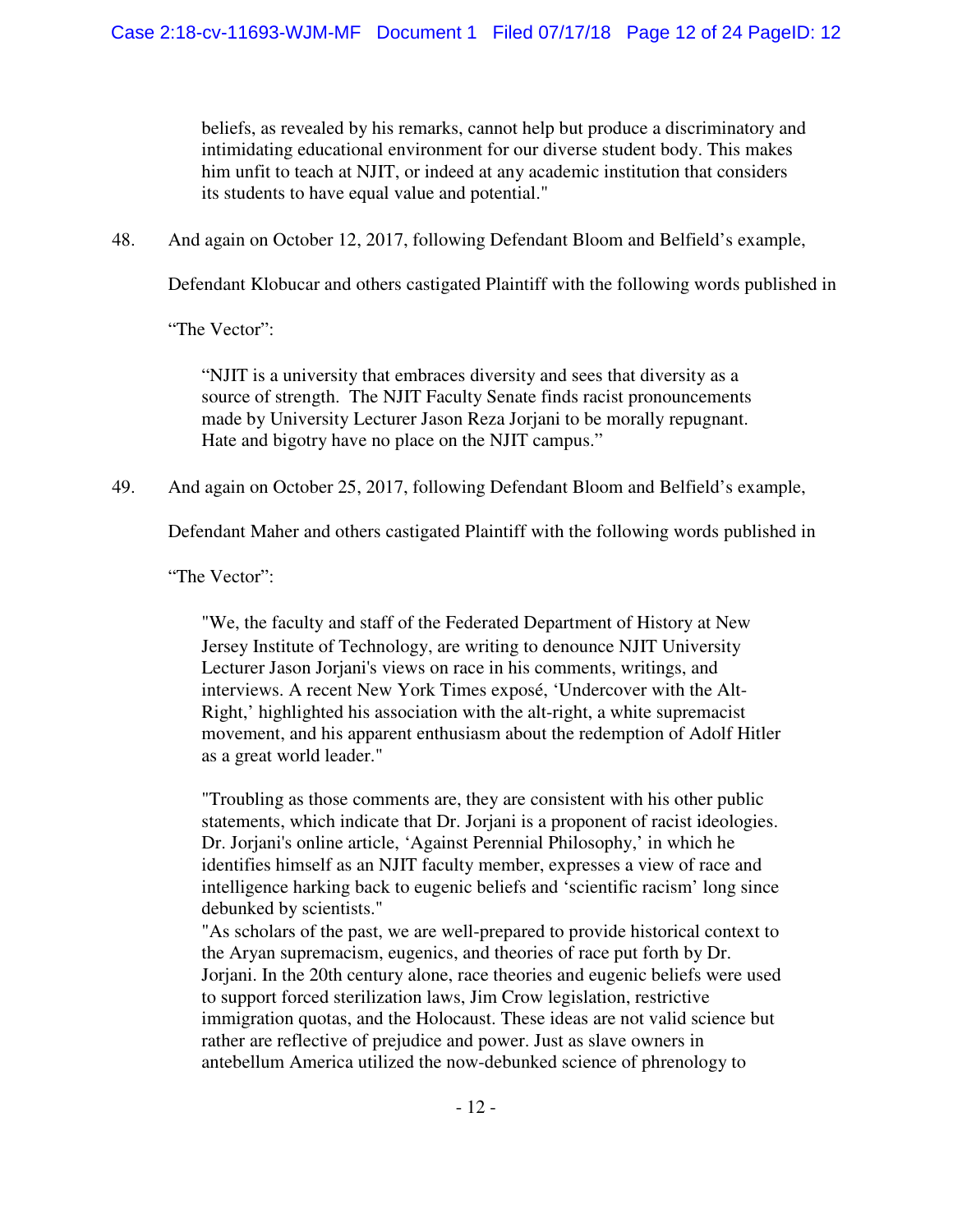beliefs, as revealed by his remarks, cannot help but produce a discriminatory and intimidating educational environment for our diverse student body. This makes him unfit to teach at NJIT, or indeed at any academic institution that considers its students to have equal value and potential."

48. And again on October 12, 2017, following Defendant Bloom and Belfield's example, Defendant Klobucar and others castigated Plaintiff with the following words published in "The Vector":

> "NJIT is a university that embraces diversity and sees that diversity as a source of strength. The NJIT Faculty Senate finds racist pronouncements made by University Lecturer Jason Reza Jorjani to be morally repugnant. Hate and bigotry have no place on the NJIT campus."

49. And again on October 25, 2017, following Defendant Bloom and Belfield's example, Defendant Maher and others castigated Plaintiff with the following words published in "The Vector":

> "We, the faculty and staff of the Federated Department of History at New Jersey Institute of Technology, are writing to denounce NJIT University Lecturer Jason Jorjani's views on race in his comments, writings, and interviews. A recent New York Times exposé, 'Undercover with the Alt-Right,' highlighted his association with the alt-right, a white supremacist movement, and his apparent enthusiasm about the redemption of Adolf Hitler as a great world leader."
>
> "Troubling as those comments are, they are consistent with his other public statements, which indicate that Dr. Jorjani is a proponent of racist ideologies. Dr. Jorjani's online article, 'Against Perennial Philosophy,' in which he identifies himself as an NJIT faculty member, expresses a view of race and intelligence harking back to eugenic beliefs and 'scientific racism' long since debunked by scientists."
>
> "As scholars of the past, we are well-prepared to provide historical context to the Aryan supremacism, eugenics, and theories of race put forth by Dr. Jorjani. In the 20th century alone, race theories and eugenic beliefs were used to support forced sterilization laws, Jim Crow legislation, restrictive immigration quotas, and the Holocaust. These ideas are not valid science but rather are reflective of prejudice and power. Just as slave owners in antebellum America utilized the now-debunked science of phrenology to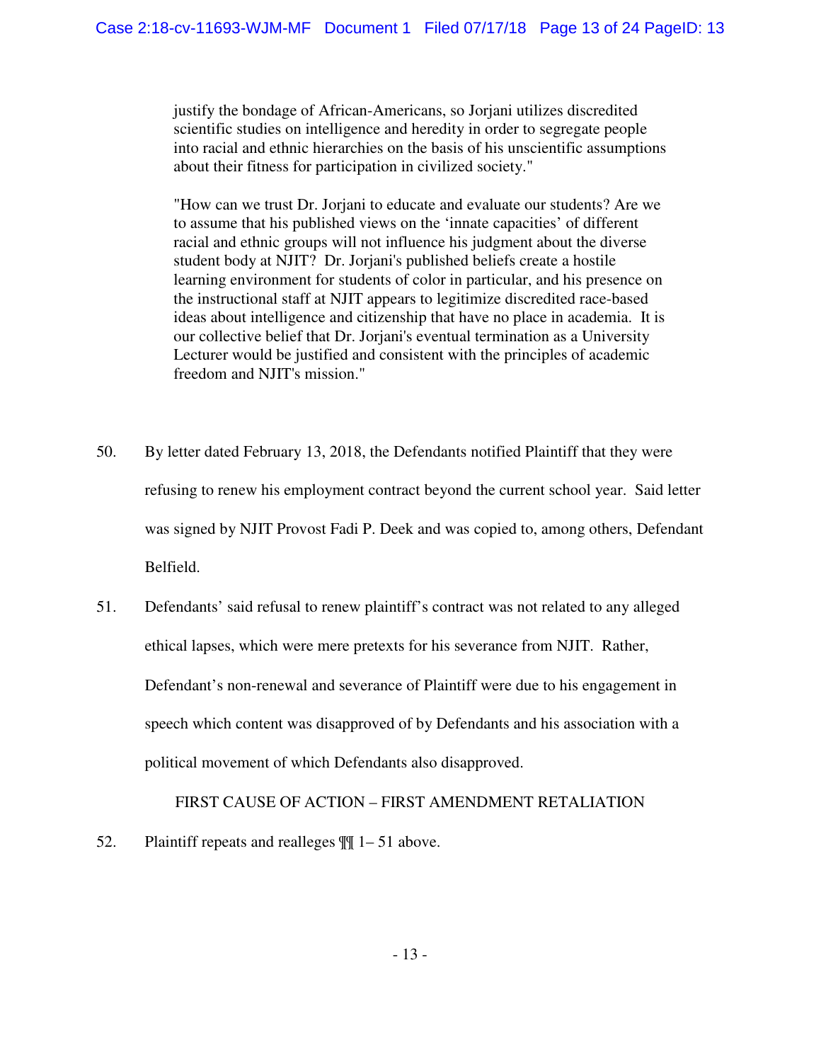> justify the bondage of African-Americans, so Jorjani utilizes discredited scientific studies on intelligence and heredity in order to segregate people into racial and ethnic hierarchies on the basis of his unscientific assumptions about their fitness for participation in civilized society."
>
> "How can we trust Dr. Jorjani to educate and evaluate our students? Are we to assume that his published views on the 'innate capacities' of different racial and ethnic groups will not influence his judgment about the diverse student body at NJIT? Dr. Jorjani's published beliefs create a hostile learning environment for students of color in particular, and his presence on the instructional staff at NJIT appears to legitimize discredited race-based ideas about intelligence and citizenship that have no place in academia. It is our collective belief that Dr. Jorjani's eventual termination as a University Lecturer would be justified and consistent with the principles of academic freedom and NJIT's mission."

50. By letter dated February 13, 2018, the Defendants notified Plaintiff that they were refusing to renew his employment contract beyond the current school year. Said letter was signed by NJIT Provost Fadi P. Deek and was copied to, among others, Defendant Belfield.

51. Defendants' said refusal to renew plaintiff's contract was not related to any alleged ethical lapses, which were mere pretexts for his severance from NJIT. Rather, Defendant's non-renewal and severance of Plaintiff were due to his engagement in speech which content was disapproved of by Defendants and his association with a political movement of which Defendants also disapproved.

## FIRST CAUSE OF ACTION – FIRST AMENDMENT RETALIATION

52. Plaintiff repeats and realleges ¶¶ 1– 51 above.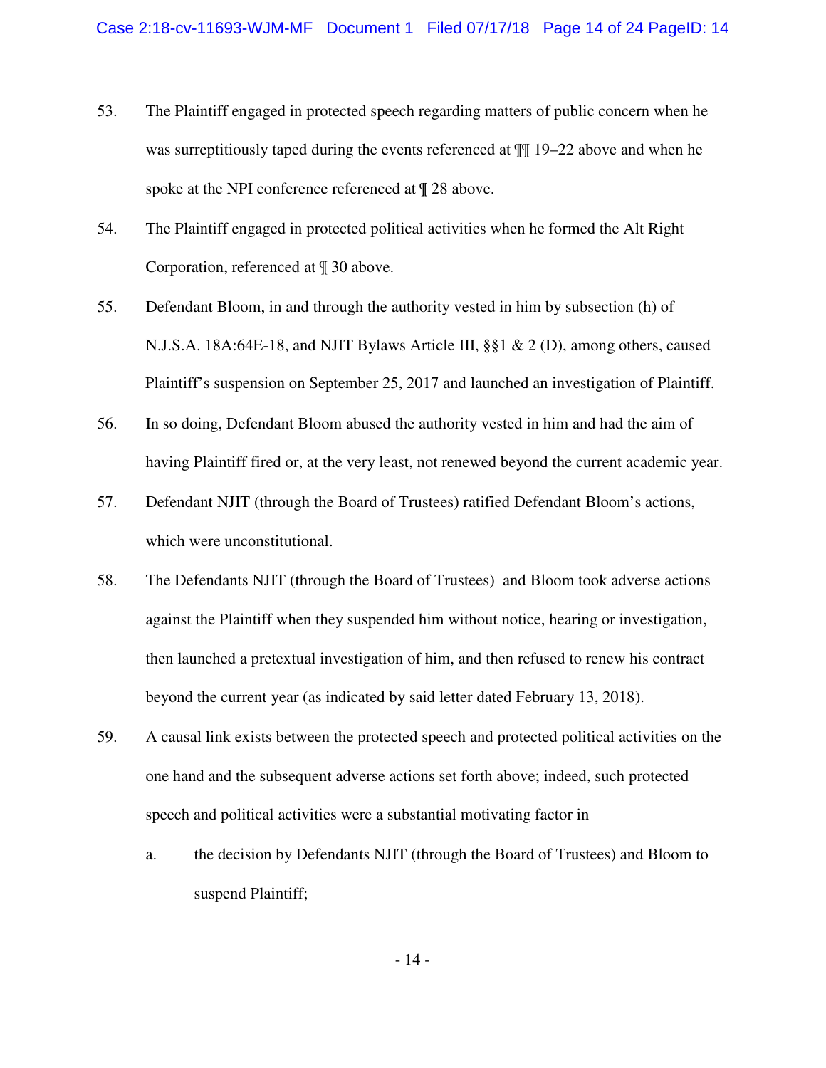53. The Plaintiff engaged in protected speech regarding matters of public concern when he was surreptitiously taped during the events referenced at ¶¶ 19–22 above and when he spoke at the NPI conference referenced at ¶ 28 above.

54. The Plaintiff engaged in protected political activities when he formed the Alt Right Corporation, referenced at ¶ 30 above.

55. Defendant Bloom, in and through the authority vested in him by subsection (h) of N.J.S.A. 18A:64E-18, and NJIT Bylaws Article III, §§1 & 2 (D), among others, caused Plaintiff's suspension on September 25, 2017 and launched an investigation of Plaintiff.

56. In so doing, Defendant Bloom abused the authority vested in him and had the aim of having Plaintiff fired or, at the very least, not renewed beyond the current academic year.

57. Defendant NJIT (through the Board of Trustees) ratified Defendant Bloom's actions, which were unconstitutional.

58. The Defendants NJIT (through the Board of Trustees) and Bloom took adverse actions against the Plaintiff when they suspended him without notice, hearing or investigation, then launched a pretextual investigation of him, and then refused to renew his contract beyond the current year (as indicated by said letter dated February 13, 2018).

59. A causal link exists between the protected speech and protected political activities on the one hand and the subsequent adverse actions set forth above; indeed, such protected speech and political activities were a substantial motivating factor in

    a. the decision by Defendants NJIT (through the Board of Trustees) and Bloom to suspend Plaintiff;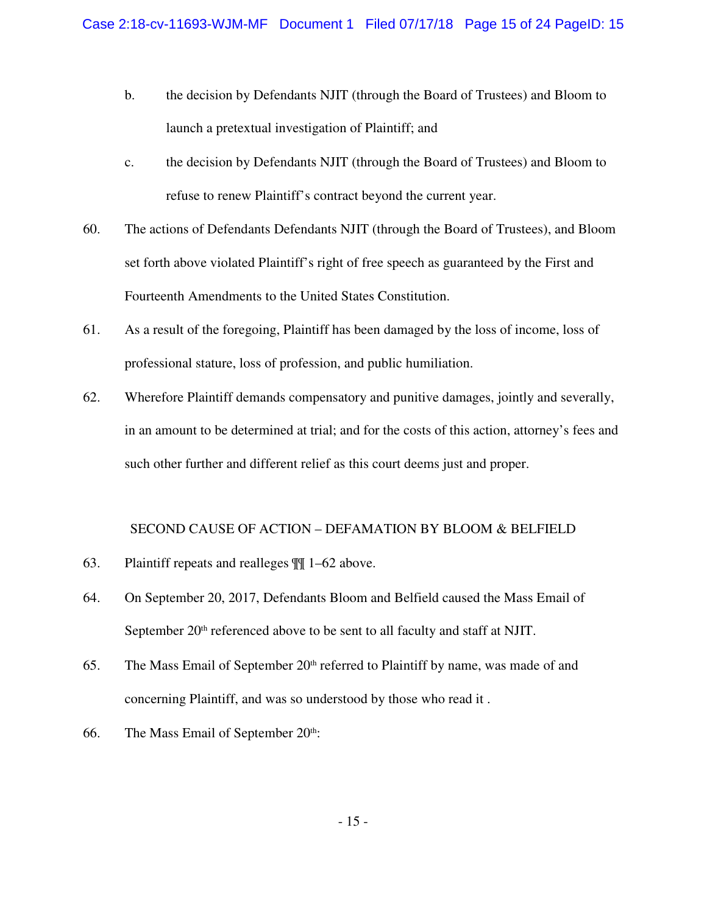b. the decision by Defendants NJIT (through the Board of Trustees) and Bloom to launch a pretextual investigation of Plaintiff; and

c. the decision by Defendants NJIT (through the Board of Trustees) and Bloom to refuse to renew Plaintiff's contract beyond the current year.

60. The actions of Defendants Defendants NJIT (through the Board of Trustees), and Bloom set forth above violated Plaintiff's right of free speech as guaranteed by the First and Fourteenth Amendments to the United States Constitution.

61. As a result of the foregoing, Plaintiff has been damaged by the loss of income, loss of professional stature, loss of profession, and public humiliation.

62. Wherefore Plaintiff demands compensatory and punitive damages, jointly and severally, in an amount to be determined at trial; and for the costs of this action, attorney's fees and such other further and different relief as this court deems just and proper.

## SECOND CAUSE OF ACTION – DEFAMATION BY BLOOM & BELFIELD

63. Plaintiff repeats and realleges ¶¶ 1–62 above.

64. On September 20, 2017, Defendants Bloom and Belfield caused the Mass Email of September 20th referenced above to be sent to all faculty and staff at NJIT.

65. The Mass Email of September 20th referred to Plaintiff by name, was made of and concerning Plaintiff, and was so understood by those who read it .

66. The Mass Email of September 20th: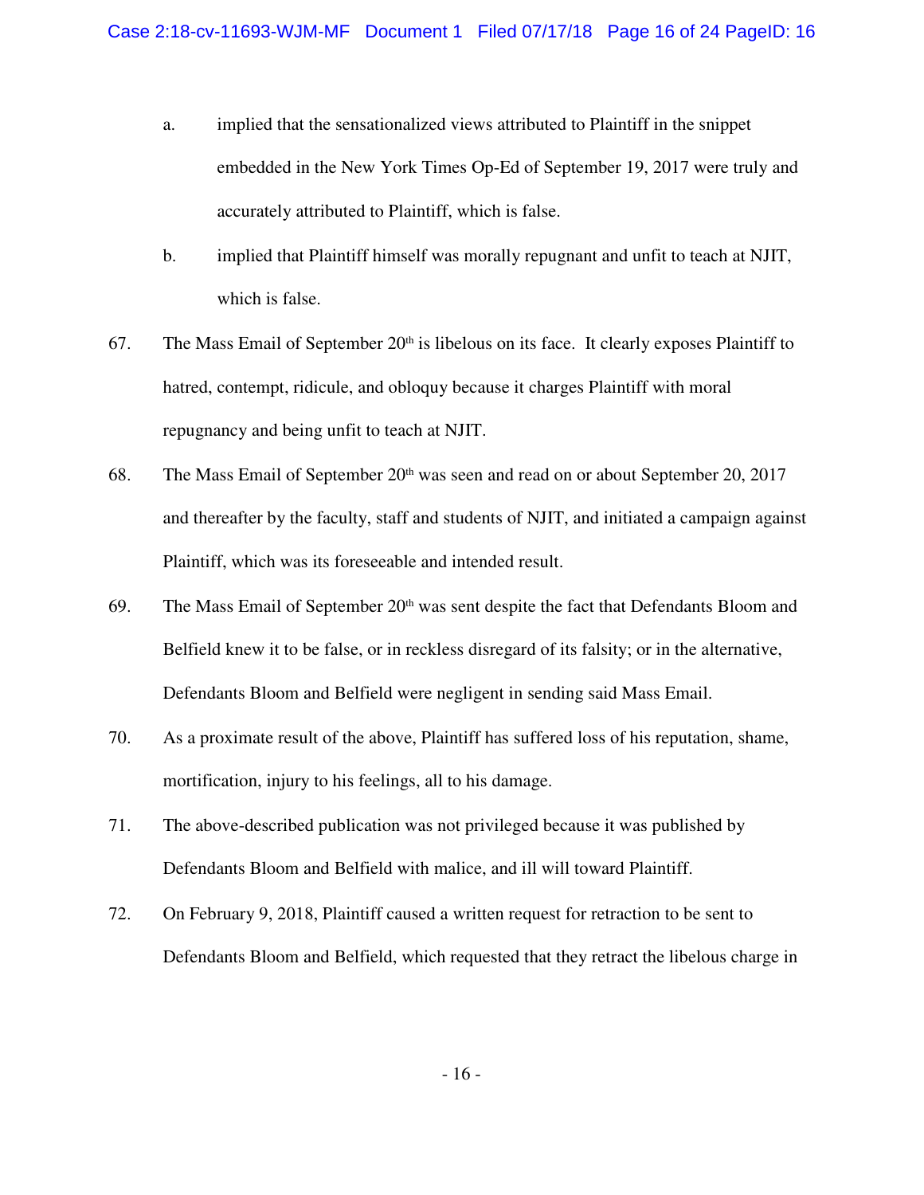a. implied that the sensationalized views attributed to Plaintiff in the snippet embedded in the New York Times Op-Ed of September 19, 2017 were truly and accurately attributed to Plaintiff, which is false.

b. implied that Plaintiff himself was morally repugnant and unfit to teach at NJIT, which is false.

67. The Mass Email of September 20th is libelous on its face. It clearly exposes Plaintiff to hatred, contempt, ridicule, and obloquy because it charges Plaintiff with moral repugnancy and being unfit to teach at NJIT.

68. The Mass Email of September 20th was seen and read on or about September 20, 2017 and thereafter by the faculty, staff and students of NJIT, and initiated a campaign against Plaintiff, which was its foreseeable and intended result.

69. The Mass Email of September 20th was sent despite the fact that Defendants Bloom and Belfield knew it to be false, or in reckless disregard of its falsity; or in the alternative, Defendants Bloom and Belfield were negligent in sending said Mass Email.

70. As a proximate result of the above, Plaintiff has suffered loss of his reputation, shame, mortification, injury to his feelings, all to his damage.

71. The above-described publication was not privileged because it was published by Defendants Bloom and Belfield with malice, and ill will toward Plaintiff.

72. On February 9, 2018, Plaintiff caused a written request for retraction to be sent to Defendants Bloom and Belfield, which requested that they retract the libelous charge in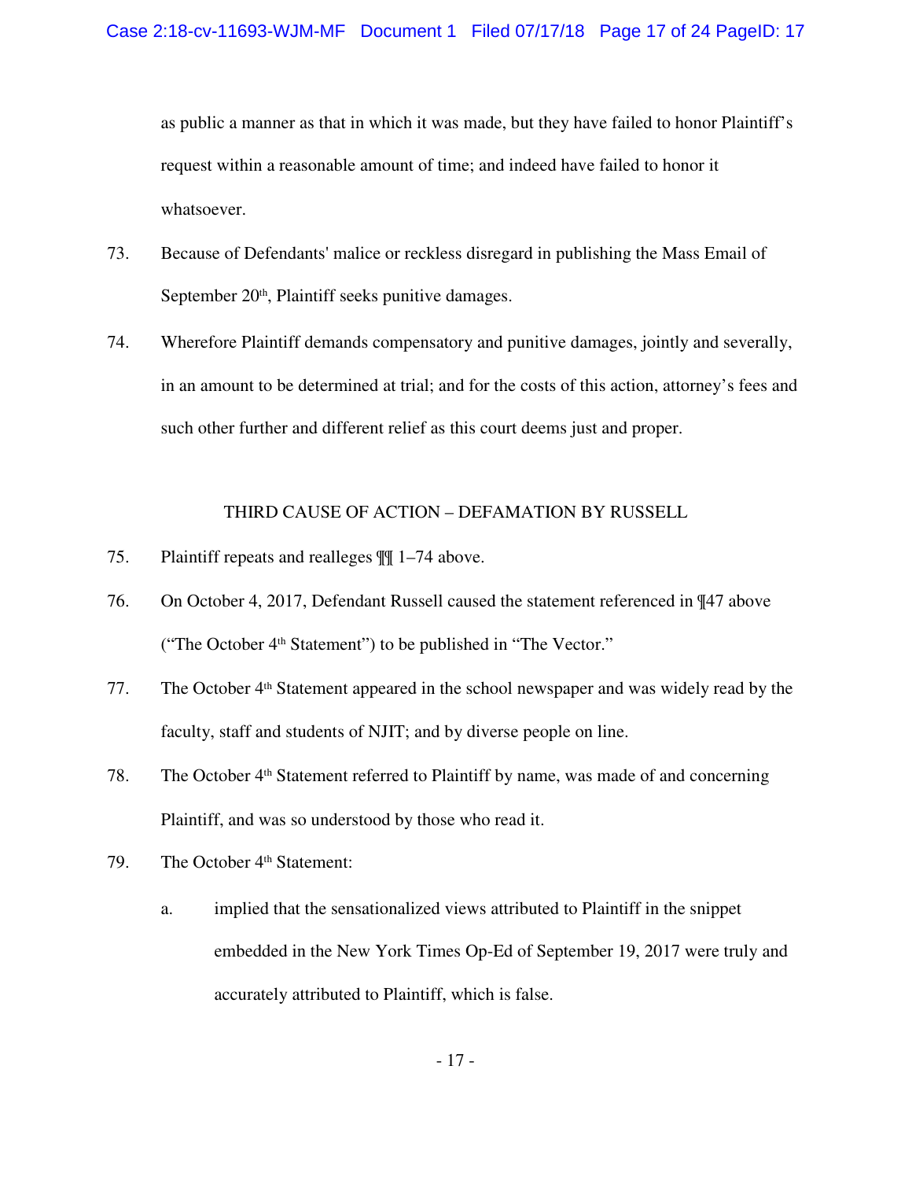as public a manner as that in which it was made, but they have failed to honor Plaintiff's request within a reasonable amount of time; and indeed have failed to honor it whatsoever.

73. Because of Defendants' malice or reckless disregard in publishing the Mass Email of September 20th, Plaintiff seeks punitive damages.

74. Wherefore Plaintiff demands compensatory and punitive damages, jointly and severally, in an amount to be determined at trial; and for the costs of this action, attorney's fees and such other further and different relief as this court deems just and proper.

THIRD CAUSE OF ACTION – DEFAMATION BY RUSSELL

75. Plaintiff repeats and realleges ¶¶ 1–74 above.

76. On October 4, 2017, Defendant Russell caused the statement referenced in ¶47 above ("The October 4th Statement") to be published in "The Vector."

77. The October 4th Statement appeared in the school newspaper and was widely read by the faculty, staff and students of NJIT; and by diverse people on line.

78. The October 4th Statement referred to Plaintiff by name, was made of and concerning Plaintiff, and was so understood by those who read it.

79. The October 4th Statement:

    a. implied that the sensationalized views attributed to Plaintiff in the snippet embedded in the New York Times Op-Ed of September 19, 2017 were truly and accurately attributed to Plaintiff, which is false.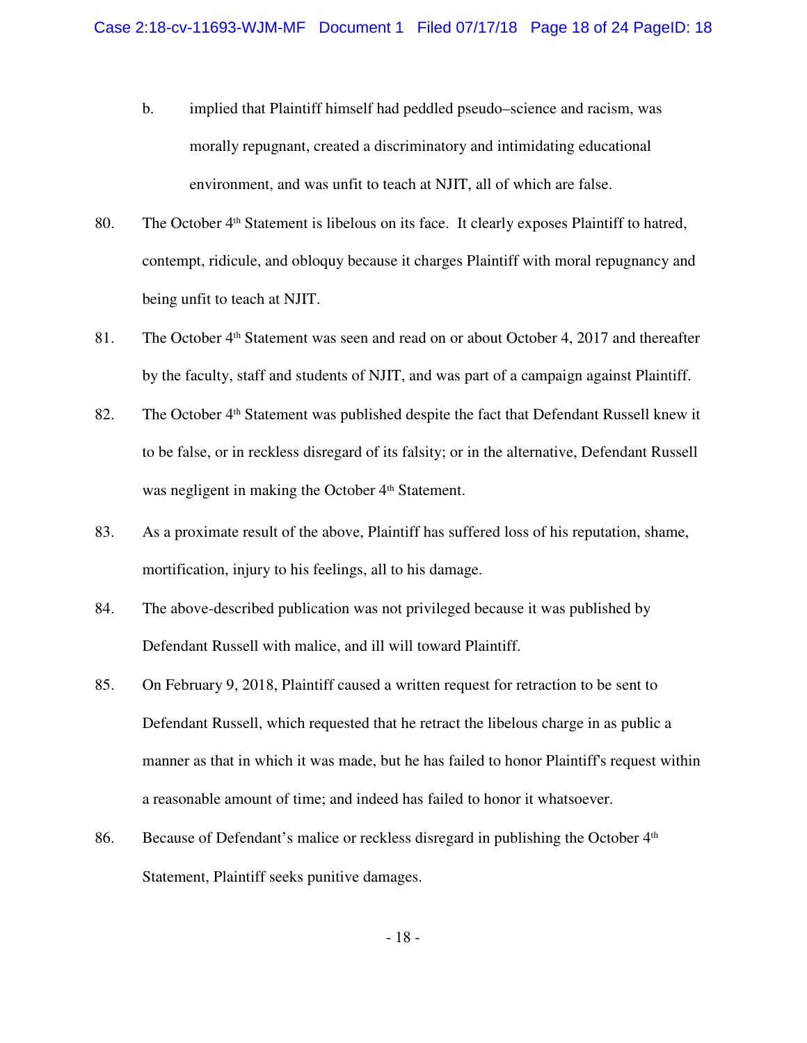b. implied that Plaintiff himself had peddled pseudo–science and racism, was morally repugnant, created a discriminatory and intimidating educational environment, and was unfit to teach at NJIT, all of which are false.

80. The October 4th Statement is libelous on its face. It clearly exposes Plaintiff to hatred, contempt, ridicule, and obloquy because it charges Plaintiff with moral repugnancy and being unfit to teach at NJIT.

81. The October 4th Statement was seen and read on or about October 4, 2017 and thereafter by the faculty, staff and students of NJIT, and was part of a campaign against Plaintiff.

82. The October 4th Statement was published despite the fact that Defendant Russell knew it to be false, or in reckless disregard of its falsity; or in the alternative, Defendant Russell was negligent in making the October 4th Statement.

83. As a proximate result of the above, Plaintiff has suffered loss of his reputation, shame, mortification, injury to his feelings, all to his damage.

84. The above-described publication was not privileged because it was published by Defendant Russell with malice, and ill will toward Plaintiff.

85. On February 9, 2018, Plaintiff caused a written request for retraction to be sent to Defendant Russell, which requested that he retract the libelous charge in as public a manner as that in which it was made, but he has failed to honor Plaintiff's request within a reasonable amount of time; and indeed has failed to honor it whatsoever.

86. Because of Defendant's malice or reckless disregard in publishing the October 4th Statement, Plaintiff seeks punitive damages.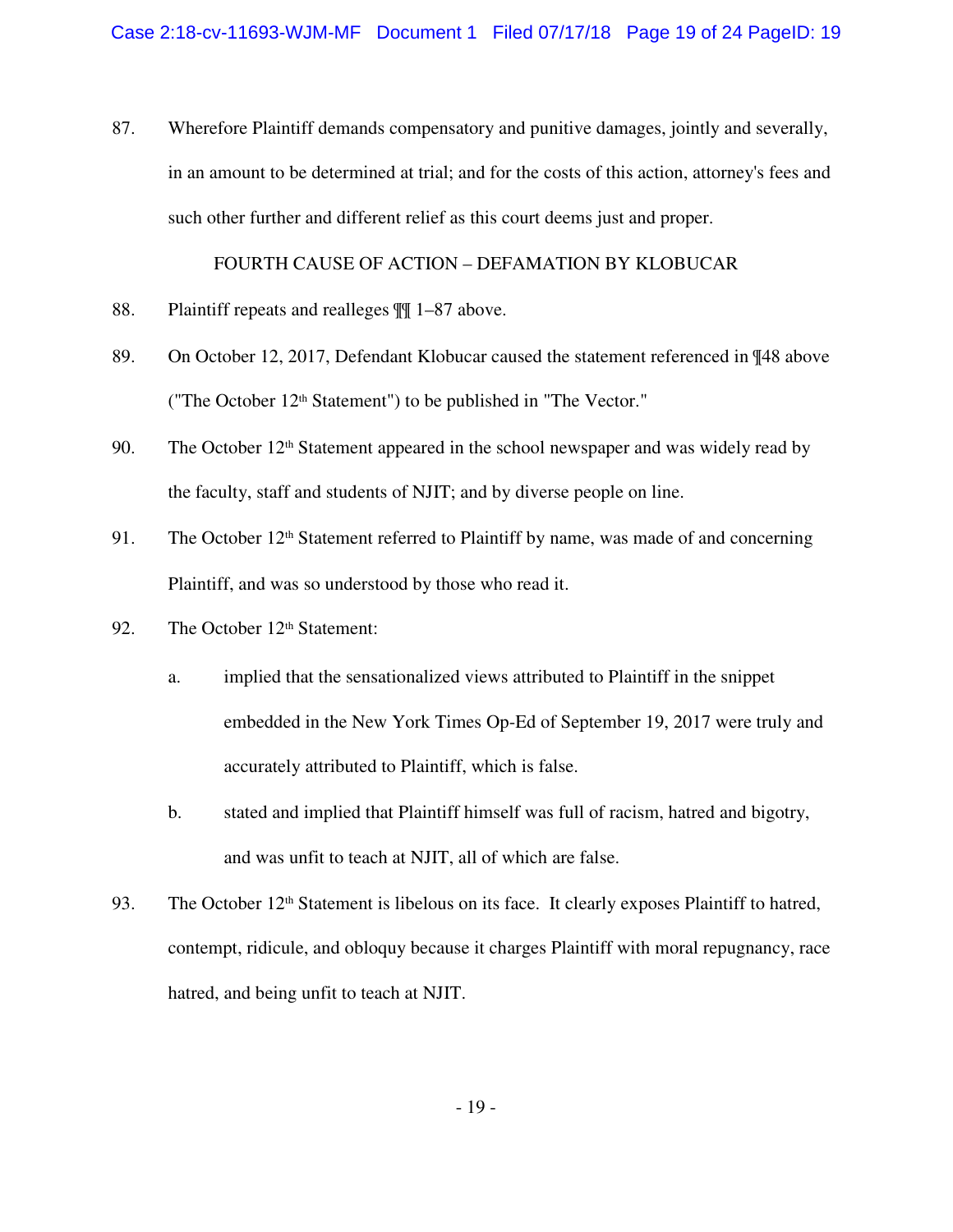87. Wherefore Plaintiff demands compensatory and punitive damages, jointly and severally, in an amount to be determined at trial; and for the costs of this action, attorney's fees and such other further and different relief as this court deems just and proper.

FOURTH CAUSE OF ACTION – DEFAMATION BY KLOBUCAR

88. Plaintiff repeats and realleges ¶¶ 1–87 above.

89. On October 12, 2017, Defendant Klobucar caused the statement referenced in ¶48 above ("The October 12th Statement") to be published in "The Vector."

90. The October 12th Statement appeared in the school newspaper and was widely read by the faculty, staff and students of NJIT; and by diverse people on line.

91. The October 12th Statement referred to Plaintiff by name, was made of and concerning Plaintiff, and was so understood by those who read it.

92. The October 12th Statement:

   a. implied that the sensationalized views attributed to Plaintiff in the snippet embedded in the New York Times Op-Ed of September 19, 2017 were truly and accurately attributed to Plaintiff, which is false.

   b. stated and implied that Plaintiff himself was full of racism, hatred and bigotry, and was unfit to teach at NJIT, all of which are false.

93. The October 12th Statement is libelous on its face. It clearly exposes Plaintiff to hatred, contempt, ridicule, and obloquy because it charges Plaintiff with moral repugnancy, race hatred, and being unfit to teach at NJIT.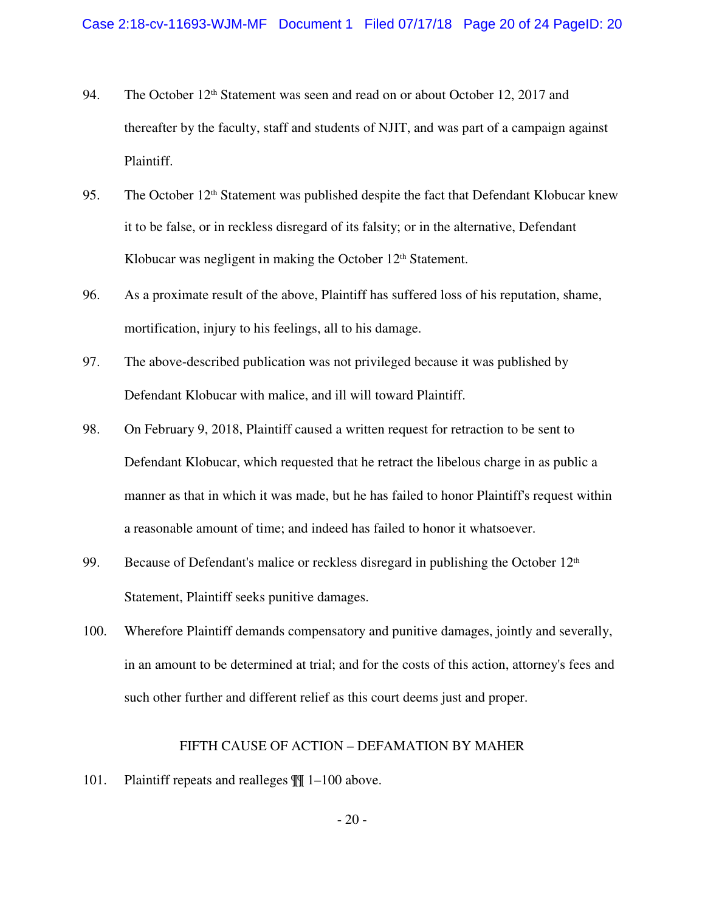94. The October 12th Statement was seen and read on or about October 12, 2017 and thereafter by the faculty, staff and students of NJIT, and was part of a campaign against Plaintiff.

95. The October 12th Statement was published despite the fact that Defendant Klobucar knew it to be false, or in reckless disregard of its falsity; or in the alternative, Defendant Klobucar was negligent in making the October 12th Statement.

96. As a proximate result of the above, Plaintiff has suffered loss of his reputation, shame, mortification, injury to his feelings, all to his damage.

97. The above-described publication was not privileged because it was published by Defendant Klobucar with malice, and ill will toward Plaintiff.

98. On February 9, 2018, Plaintiff caused a written request for retraction to be sent to Defendant Klobucar, which requested that he retract the libelous charge in as public a manner as that in which it was made, but he has failed to honor Plaintiff's request within a reasonable amount of time; and indeed has failed to honor it whatsoever.

99. Because of Defendant's malice or reckless disregard in publishing the October 12th Statement, Plaintiff seeks punitive damages.

100. Wherefore Plaintiff demands compensatory and punitive damages, jointly and severally, in an amount to be determined at trial; and for the costs of this action, attorney's fees and such other further and different relief as this court deems just and proper.

## FIFTH CAUSE OF ACTION – DEFAMATION BY MAHER

101. Plaintiff repeats and realleges ¶¶ 1–100 above.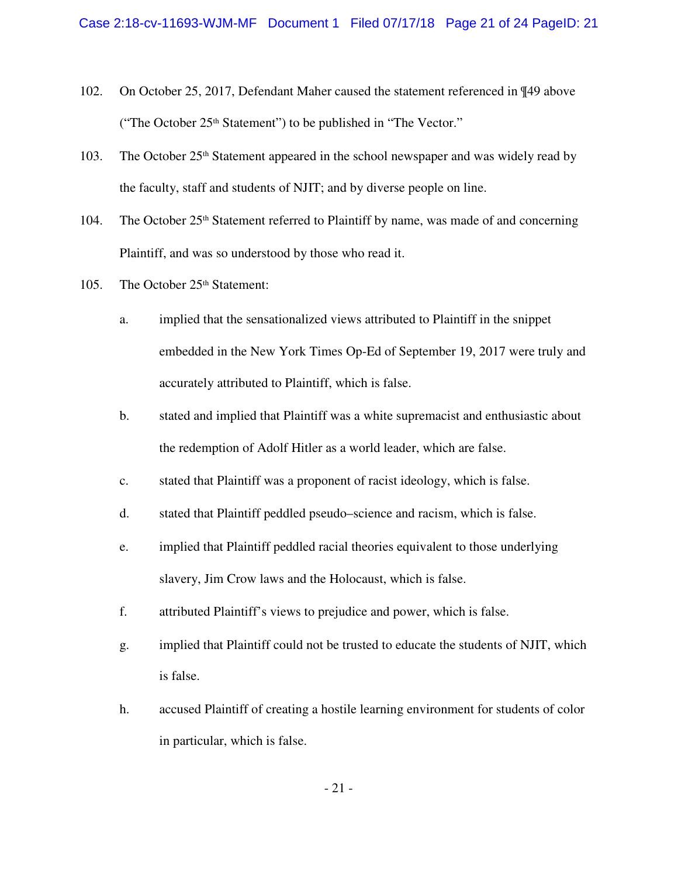102. On October 25, 2017, Defendant Maher caused the statement referenced in ¶49 above ("The October 25th Statement") to be published in "The Vector."

103. The October 25th Statement appeared in the school newspaper and was widely read by the faculty, staff and students of NJIT; and by diverse people on line.

104. The October 25th Statement referred to Plaintiff by name, was made of and concerning Plaintiff, and was so understood by those who read it.

105. The October 25th Statement:

   a. implied that the sensationalized views attributed to Plaintiff in the snippet embedded in the New York Times Op-Ed of September 19, 2017 were truly and accurately attributed to Plaintiff, which is false.

   b. stated and implied that Plaintiff was a white supremacist and enthusiastic about the redemption of Adolf Hitler as a world leader, which are false.

   c. stated that Plaintiff was a proponent of racist ideology, which is false.

   d. stated that Plaintiff peddled pseudo–science and racism, which is false.

   e. implied that Plaintiff peddled racial theories equivalent to those underlying slavery, Jim Crow laws and the Holocaust, which is false.

   f. attributed Plaintiff's views to prejudice and power, which is false.

   g. implied that Plaintiff could not be trusted to educate the students of NJIT, which is false.

   h. accused Plaintiff of creating a hostile learning environment for students of color in particular, which is false.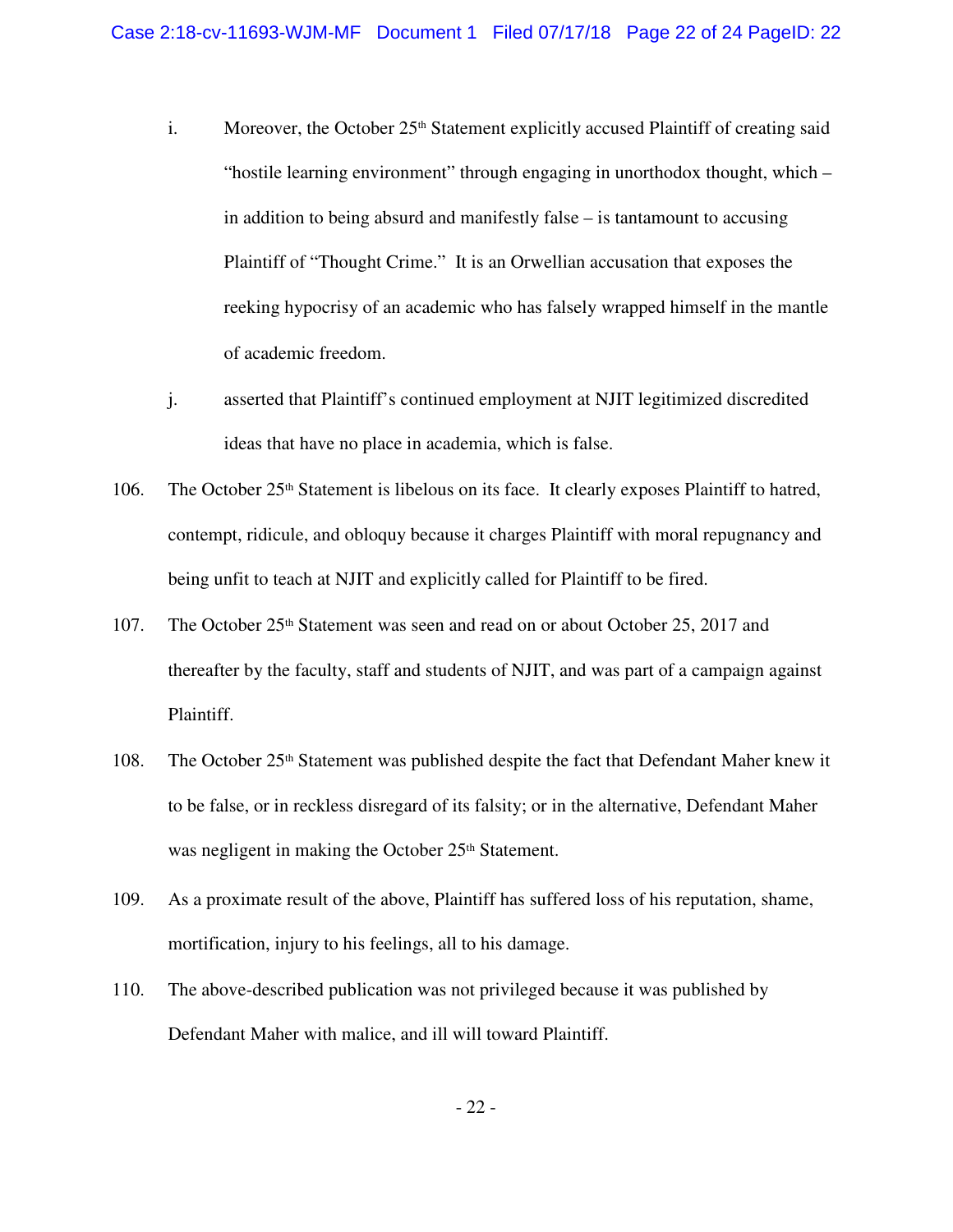i. Moreover, the October 25th Statement explicitly accused Plaintiff of creating said "hostile learning environment" through engaging in unorthodox thought, which – in addition to being absurd and manifestly false – is tantamount to accusing Plaintiff of "Thought Crime." It is an Orwellian accusation that exposes the reeking hypocrisy of an academic who has falsely wrapped himself in the mantle of academic freedom.

j. asserted that Plaintiff's continued employment at NJIT legitimized discredited ideas that have no place in academia, which is false.

106. The October 25th Statement is libelous on its face. It clearly exposes Plaintiff to hatred, contempt, ridicule, and obloquy because it charges Plaintiff with moral repugnancy and being unfit to teach at NJIT and explicitly called for Plaintiff to be fired.

107. The October 25th Statement was seen and read on or about October 25, 2017 and thereafter by the faculty, staff and students of NJIT, and was part of a campaign against Plaintiff.

108. The October 25th Statement was published despite the fact that Defendant Maher knew it to be false, or in reckless disregard of its falsity; or in the alternative, Defendant Maher was negligent in making the October 25th Statement.

109. As a proximate result of the above, Plaintiff has suffered loss of his reputation, shame, mortification, injury to his feelings, all to his damage.

110. The above-described publication was not privileged because it was published by Defendant Maher with malice, and ill will toward Plaintiff.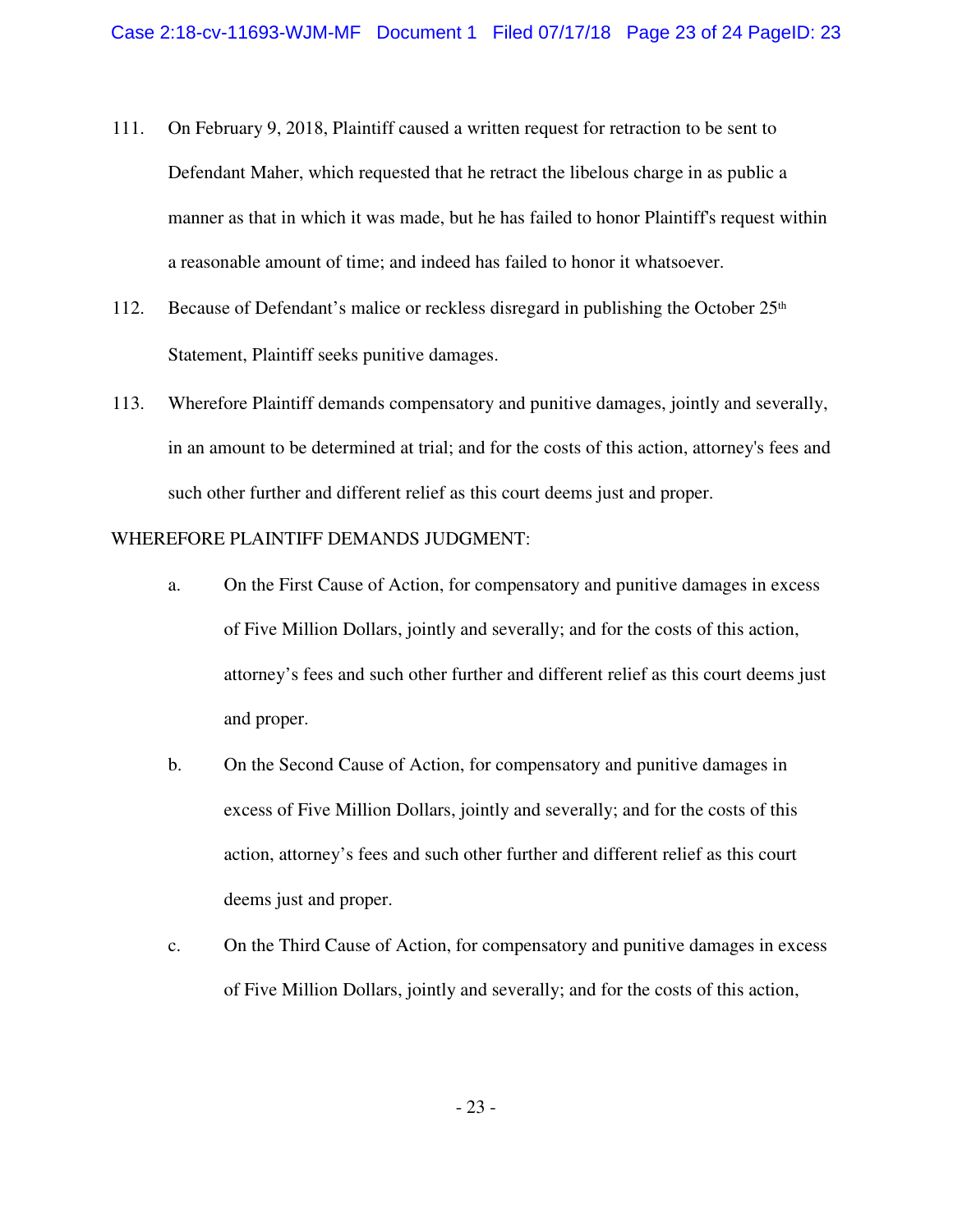111. On February 9, 2018, Plaintiff caused a written request for retraction to be sent to Defendant Maher, which requested that he retract the libelous charge in as public a manner as that in which it was made, but he has failed to honor Plaintiff's request within a reasonable amount of time; and indeed has failed to honor it whatsoever.

112. Because of Defendant's malice or reckless disregard in publishing the October 25th Statement, Plaintiff seeks punitive damages.

113. Wherefore Plaintiff demands compensatory and punitive damages, jointly and severally, in an amount to be determined at trial; and for the costs of this action, attorney's fees and such other further and different relief as this court deems just and proper.

WHEREFORE PLAINTIFF DEMANDS JUDGMENT:

a. On the First Cause of Action, for compensatory and punitive damages in excess of Five Million Dollars, jointly and severally; and for the costs of this action, attorney's fees and such other further and different relief as this court deems just and proper.

b. On the Second Cause of Action, for compensatory and punitive damages in excess of Five Million Dollars, jointly and severally; and for the costs of this action, attorney's fees and such other further and different relief as this court deems just and proper.

c. On the Third Cause of Action, for compensatory and punitive damages in excess of Five Million Dollars, jointly and severally; and for the costs of this action,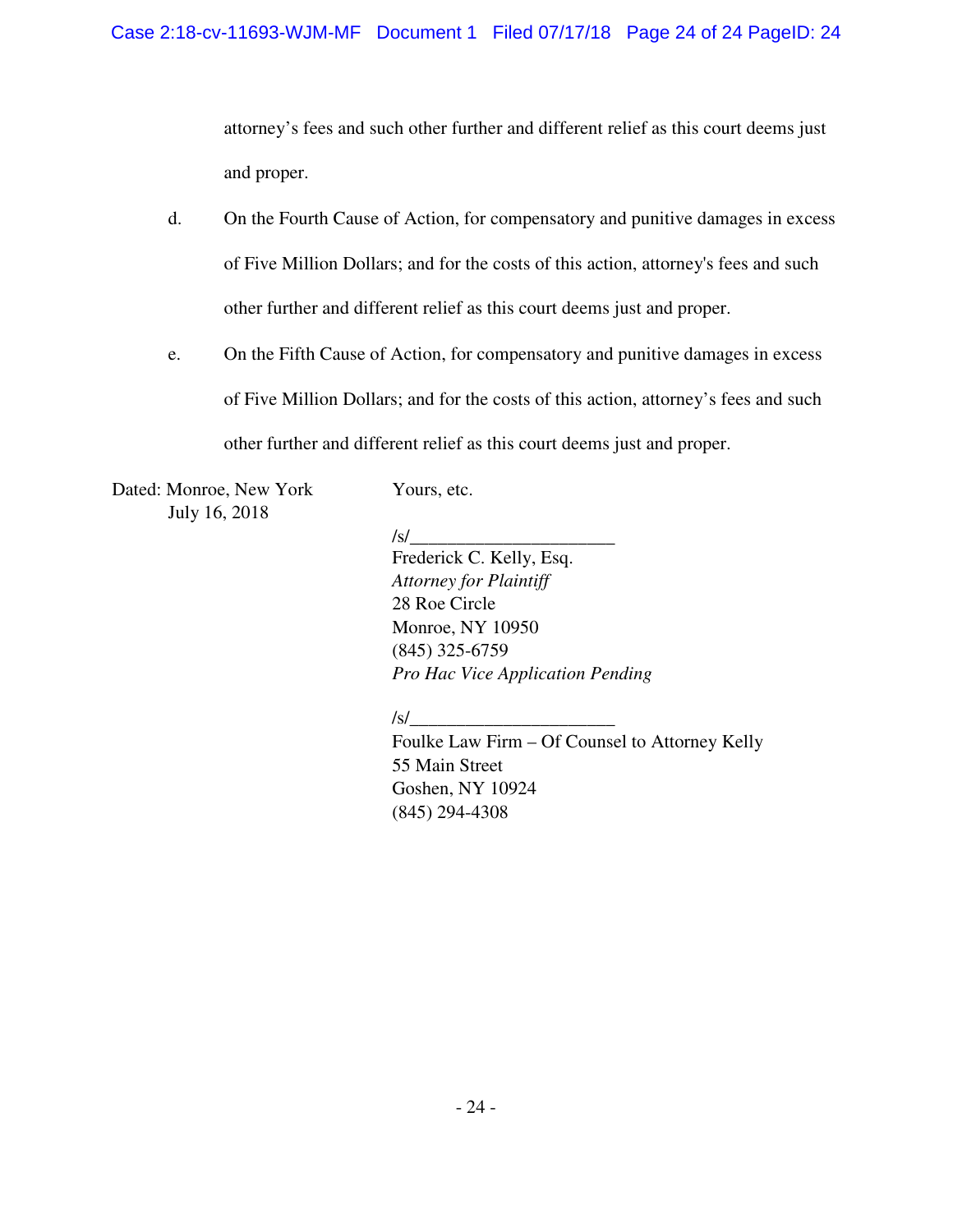attorney's fees and such other further and different relief as this court deems just and proper.

d. On the Fourth Cause of Action, for compensatory and punitive damages in excess of Five Million Dollars; and for the costs of this action, attorney's fees and such other further and different relief as this court deems just and proper.

e. On the Fifth Cause of Action, for compensatory and punitive damages in excess of Five Million Dollars; and for the costs of this action, attorney's fees and such other further and different relief as this court deems just and proper.

Dated: Monroe, New York
July 16, 2018

Yours, etc.

/s/______________________
Frederick C. Kelly, Esq.
*Attorney for Plaintiff*
28 Roe Circle
Monroe, NY 10950
(845) 325-6759
*Pro Hac Vice Application Pending*

/s/______________________
Foulke Law Firm – Of Counsel to Attorney Kelly
55 Main Street
Goshen, NY 10924
(845) 294-4308